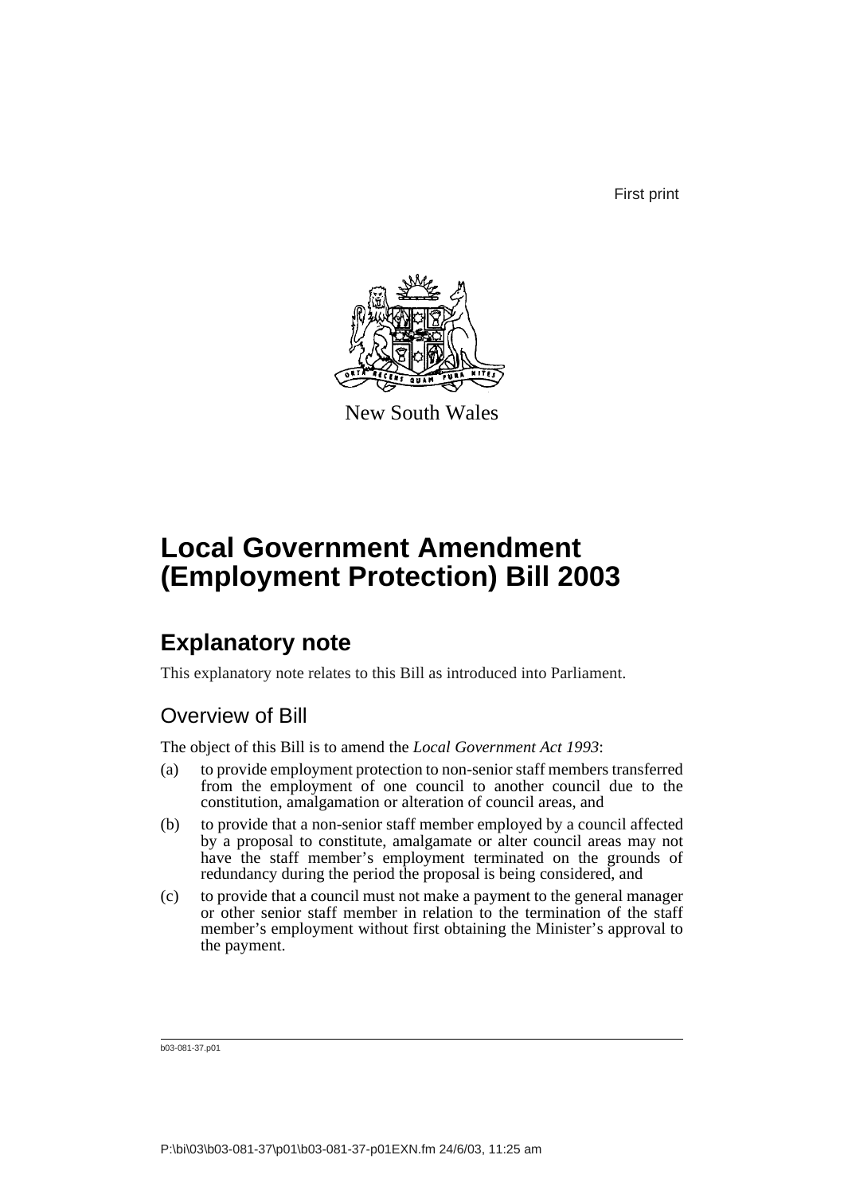First print

New South Wales

# Local Government Amendment (Employment Protection) Bill 2003

## Explanatory note

This explanatory note relates to this Bill as introduced into Parliament.

### Overview of Bill

The object of this Bill is to amend the *Local Government Act 1993*:

(a) to provide employment protection to non-senior staff members transferred from the employment of one council to another council due to the constitution, amalgamation or alteration of council areas, and

(b) to provide that a non-senior staff member employed by a council affected by a proposal to constitute, amalgamate or alter council areas may not have the staff member's employment terminated on the grounds of redundancy during the period the proposal is being considered, and

(c) to provide that a council must not make a payment to the general manager or other senior staff member in relation to the termination of the staff member's employment without first obtaining the Minister's approval to the payment.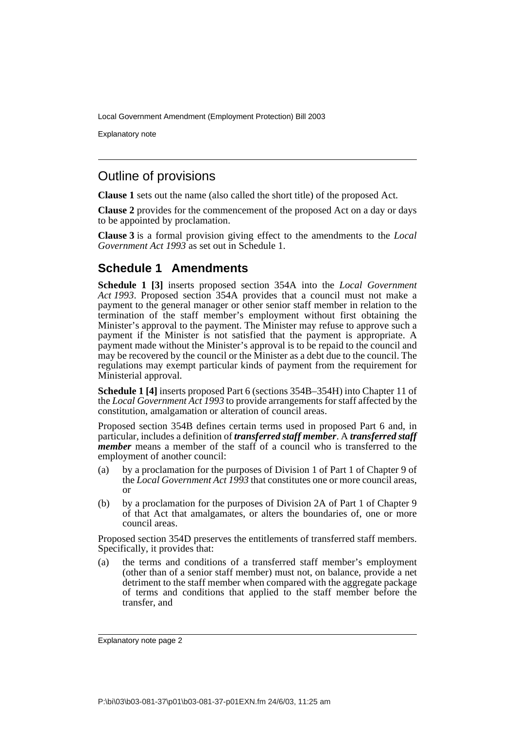## Outline of provisions

**Clause 1** sets out the name (also called the short title) of the proposed Act.

**Clause 2** provides for the commencement of the proposed Act on a day or days to be appointed by proclamation.

**Clause 3** is a formal provision giving effect to the amendments to the *Local Government Act 1993* as set out in Schedule 1.

## Schedule 1 Amendments

**Schedule 1 [3]** inserts proposed section 354A into the *Local Government Act 1993*. Proposed section 354A provides that a council must not make a payment to the general manager or other senior staff member in relation to the termination of the staff member's employment without first obtaining the Minister's approval to the payment. The Minister may refuse to approve such a payment if the Minister is not satisfied that the payment is appropriate. A payment made without the Minister's approval is to be repaid to the council and may be recovered by the council or the Minister as a debt due to the council. The regulations may exempt particular kinds of payment from the requirement for Ministerial approval.

**Schedule 1 [4]** inserts proposed Part 6 (sections 354B–354H) into Chapter 11 of the *Local Government Act 1993* to provide arrangements for staff affected by the constitution, amalgamation or alteration of council areas.

Proposed section 354B defines certain terms used in proposed Part 6 and, in particular, includes a definition of ***transferred staff member***. A ***transferred staff member*** means a member of the staff of a council who is transferred to the employment of another council:

(a) by a proclamation for the purposes of Division 1 of Part 1 of Chapter 9 of the *Local Government Act 1993* that constitutes one or more council areas, or

(b) by a proclamation for the purposes of Division 2A of Part 1 of Chapter 9 of that Act that amalgamates, or alters the boundaries of, one or more council areas.

Proposed section 354D preserves the entitlements of transferred staff members. Specifically, it provides that:

(a) the terms and conditions of a transferred staff member's employment (other than of a senior staff member) must not, on balance, provide a net detriment to the staff member when compared with the aggregate package of terms and conditions that applied to the staff member before the transfer, and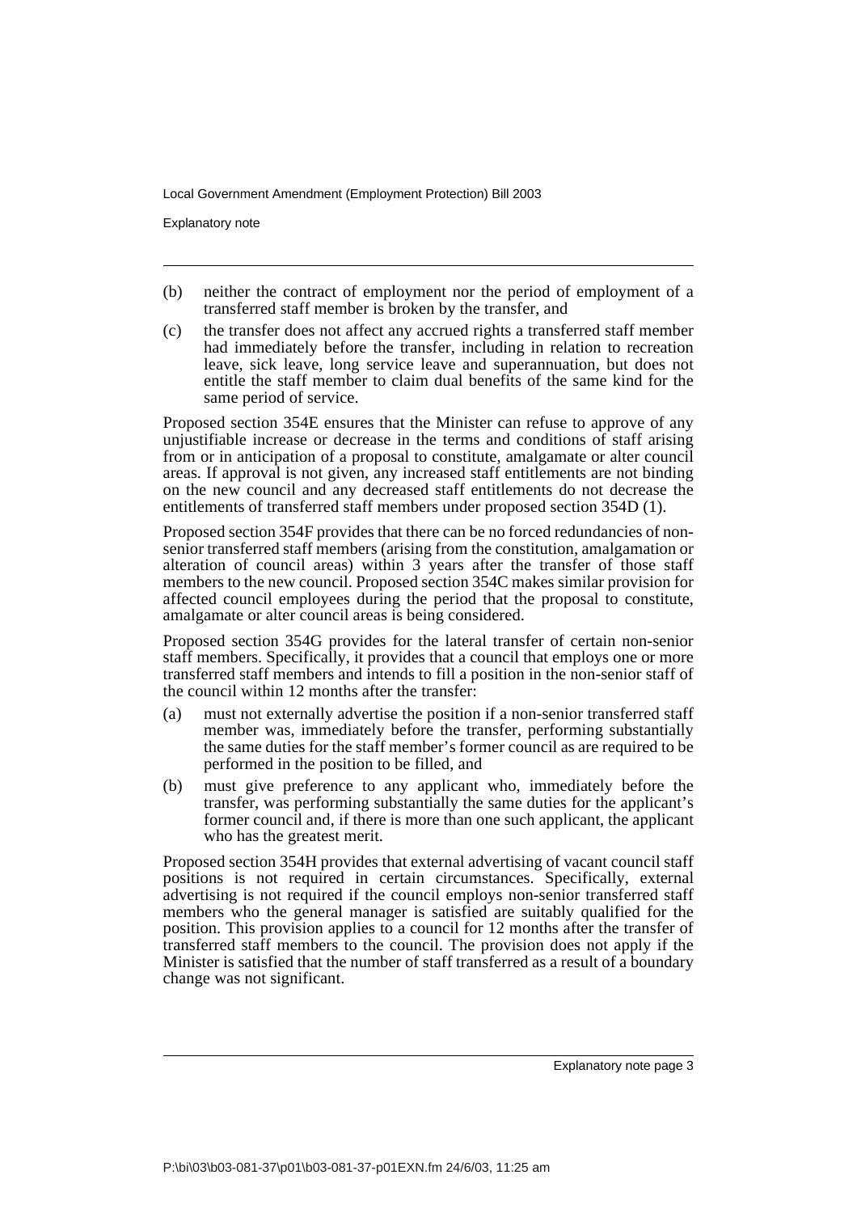(b) neither the contract of employment nor the period of employment of a transferred staff member is broken by the transfer, and

(c) the transfer does not affect any accrued rights a transferred staff member had immediately before the transfer, including in relation to recreation leave, sick leave, long service leave and superannuation, but does not entitle the staff member to claim dual benefits of the same kind for the same period of service.

Proposed section 354E ensures that the Minister can refuse to approve of any unjustifiable increase or decrease in the terms and conditions of staff arising from or in anticipation of a proposal to constitute, amalgamate or alter council areas. If approval is not given, any increased staff entitlements are not binding on the new council and any decreased staff entitlements do not decrease the entitlements of transferred staff members under proposed section 354D (1).

Proposed section 354F provides that there can be no forced redundancies of non-senior transferred staff members (arising from the constitution, amalgamation or alteration of council areas) within 3 years after the transfer of those staff members to the new council. Proposed section 354C makes similar provision for affected council employees during the period that the proposal to constitute, amalgamate or alter council areas is being considered.

Proposed section 354G provides for the lateral transfer of certain non-senior staff members. Specifically, it provides that a council that employs one or more transferred staff members and intends to fill a position in the non-senior staff of the council within 12 months after the transfer:

(a) must not externally advertise the position if a non-senior transferred staff member was, immediately before the transfer, performing substantially the same duties for the staff member's former council as are required to be performed in the position to be filled, and

(b) must give preference to any applicant who, immediately before the transfer, was performing substantially the same duties for the applicant's former council and, if there is more than one such applicant, the applicant who has the greatest merit.

Proposed section 354H provides that external advertising of vacant council staff positions is not required in certain circumstances. Specifically, external advertising is not required if the council employs non-senior transferred staff members who the general manager is satisfied are suitably qualified for the position. This provision applies to a council for 12 months after the transfer of transferred staff members to the council. The provision does not apply if the Minister is satisfied that the number of staff transferred as a result of a boundary change was not significant.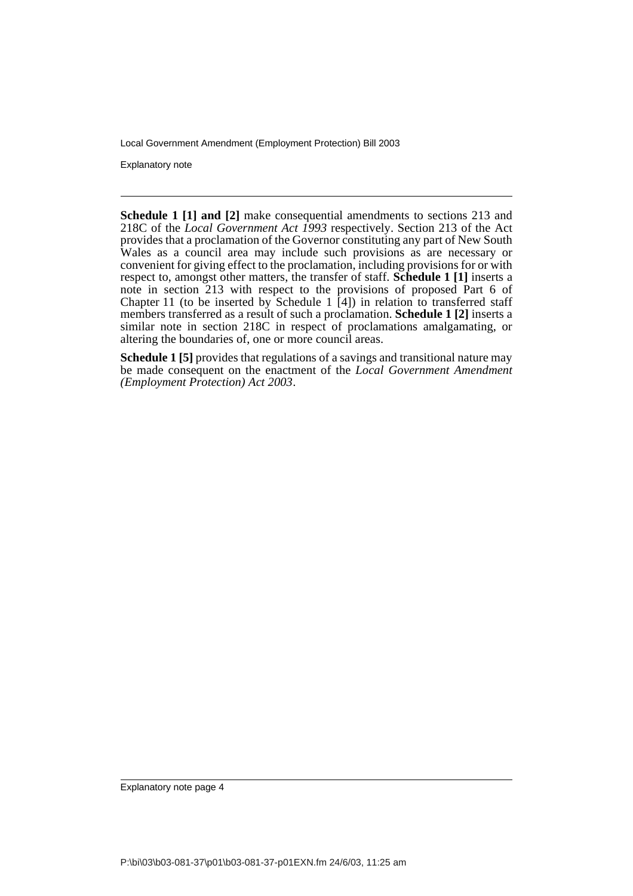**Schedule 1 [1] and [2]** make consequential amendments to sections 213 and 218C of the *Local Government Act 1993* respectively. Section 213 of the Act provides that a proclamation of the Governor constituting any part of New South Wales as a council area may include such provisions as are necessary or convenient for giving effect to the proclamation, including provisions for or with respect to, amongst other matters, the transfer of staff. **Schedule 1 [1]** inserts a note in section 213 with respect to the provisions of proposed Part 6 of Chapter 11 (to be inserted by Schedule 1 [4]) in relation to transferred staff members transferred as a result of such a proclamation. **Schedule 1 [2]** inserts a similar note in section 218C in respect of proclamations amalgamating, or altering the boundaries of, one or more council areas.

**Schedule 1 [5]** provides that regulations of a savings and transitional nature may be made consequent on the enactment of the *Local Government Amendment (Employment Protection) Act 2003*.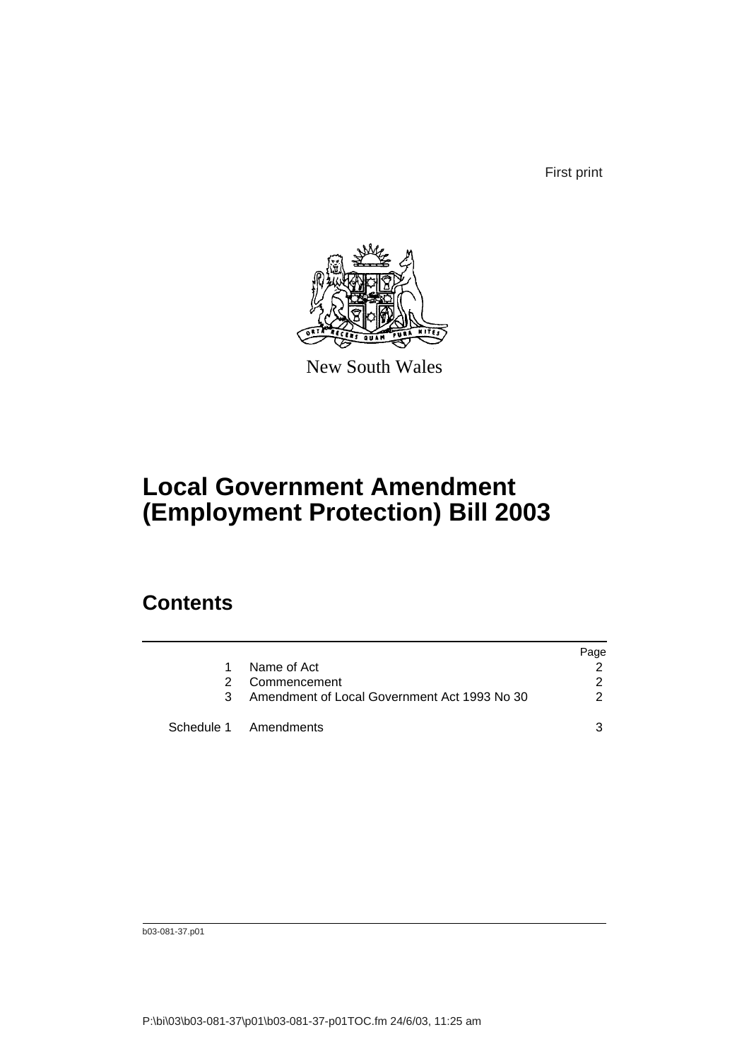First print

New South Wales

# Local Government Amendment (Employment Protection) Bill 2003

## Contents

| | | Page |
|---|---|---|
| 1 | Name of Act | 2 |
| 2 | Commencement | 2 |
| 3 | Amendment of Local Government Act 1993 No 30 | 2 |
| Schedule 1 | Amendments | 3 |

b03-081-37.p01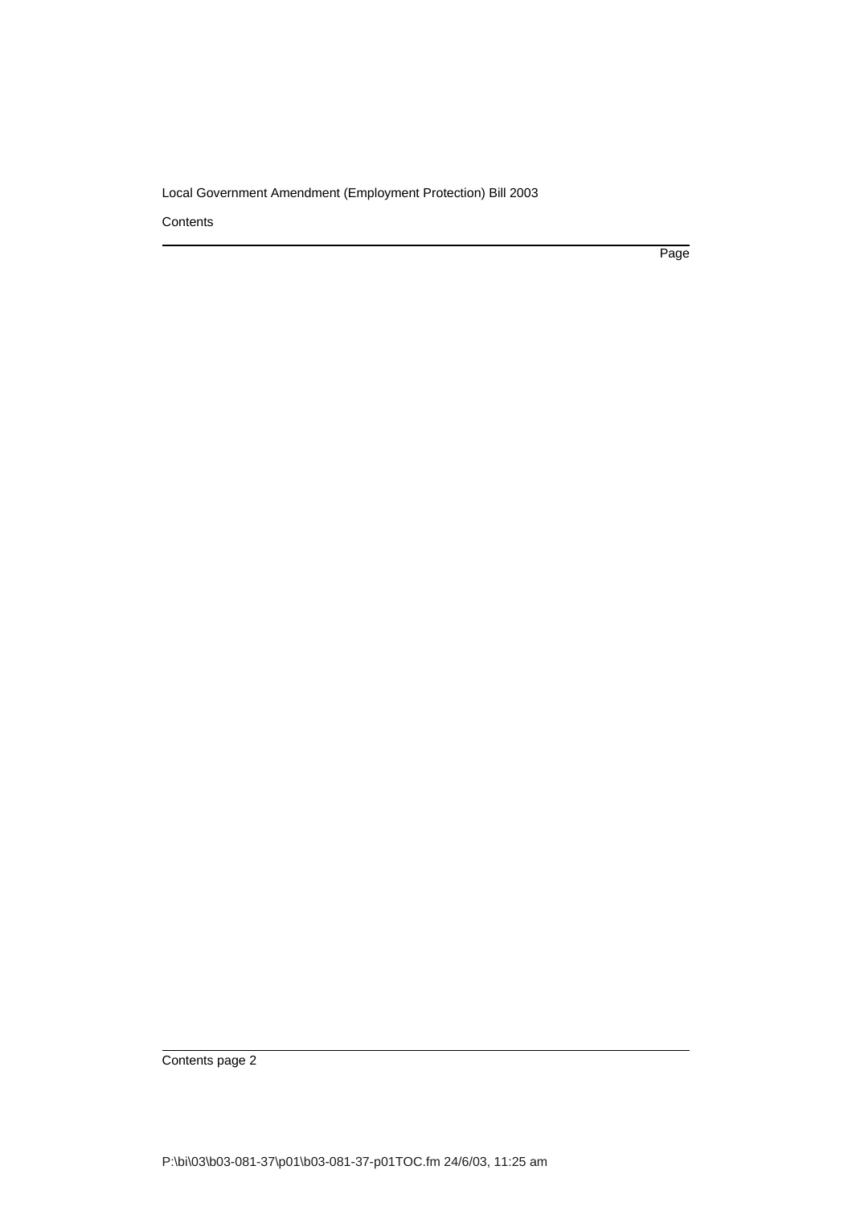Contents

Page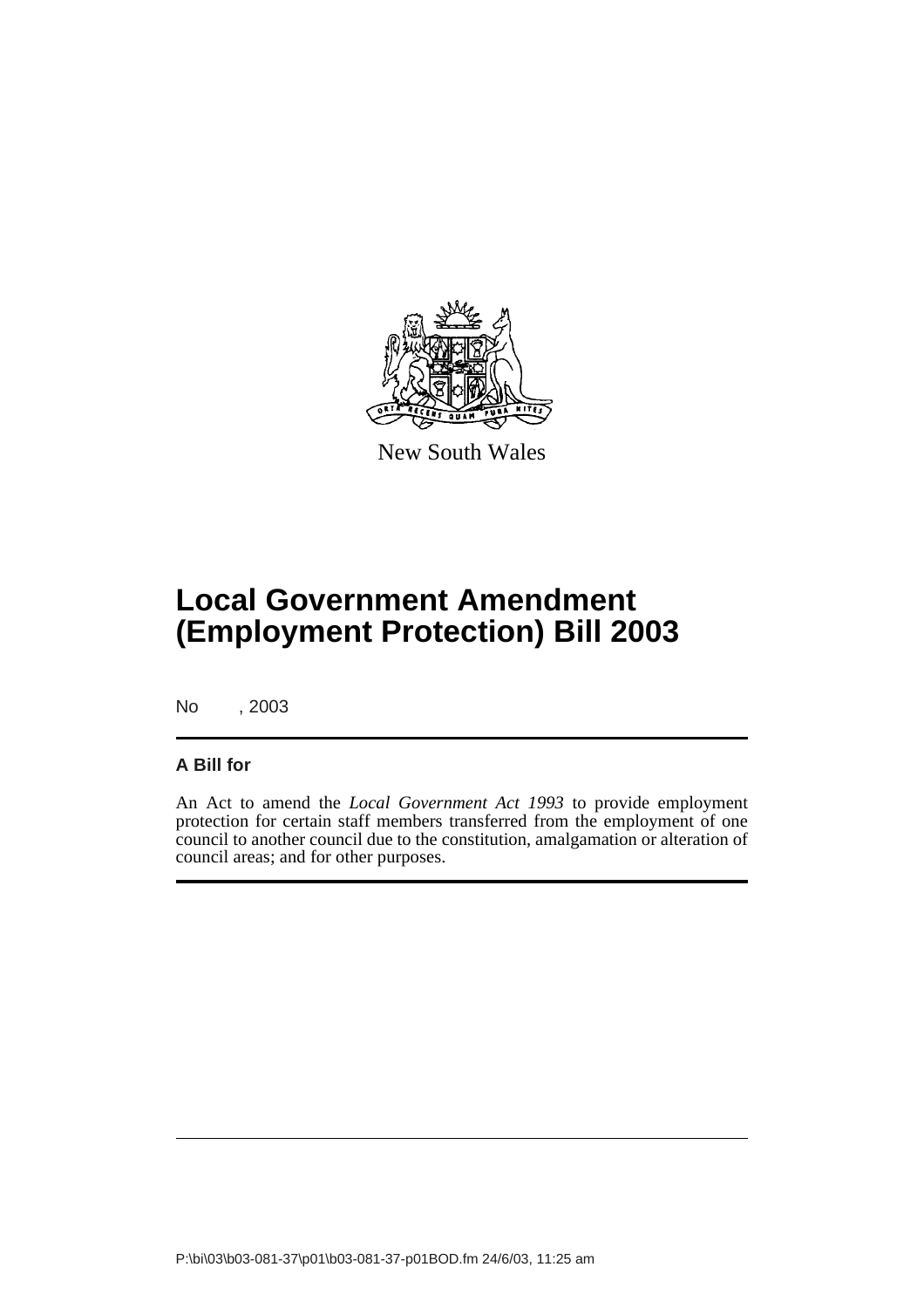New South Wales

# Local Government Amendment (Employment Protection) Bill 2003

No , 2003

## A Bill for

An Act to amend the *Local Government Act 1993* to provide employment protection for certain staff members transferred from the employment of one council to another council due to the constitution, amalgamation or alteration of council areas; and for other purposes.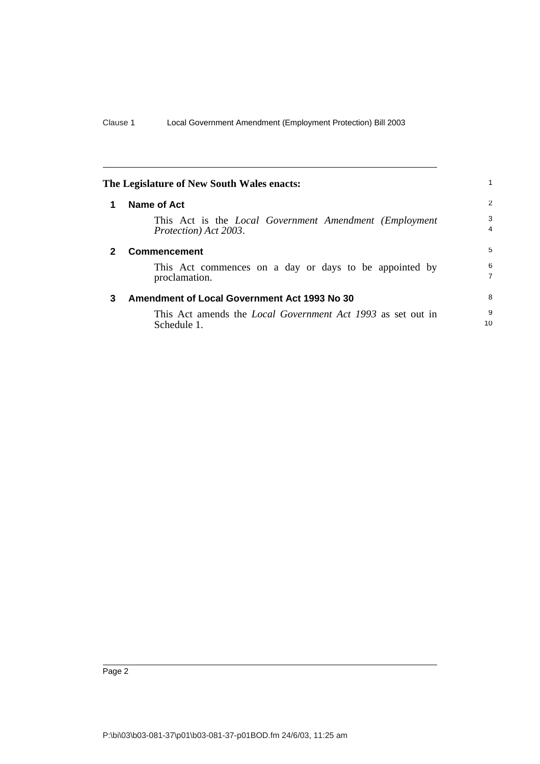**The Legislature of New South Wales enacts:**

## 1 Name of Act

This Act is the *Local Government Amendment (Employment Protection) Act 2003*.

## 2 Commencement

This Act commences on a day or days to be appointed by proclamation.

## 3 Amendment of Local Government Act 1993 No 30

This Act amends the *Local Government Act 1993* as set out in Schedule 1.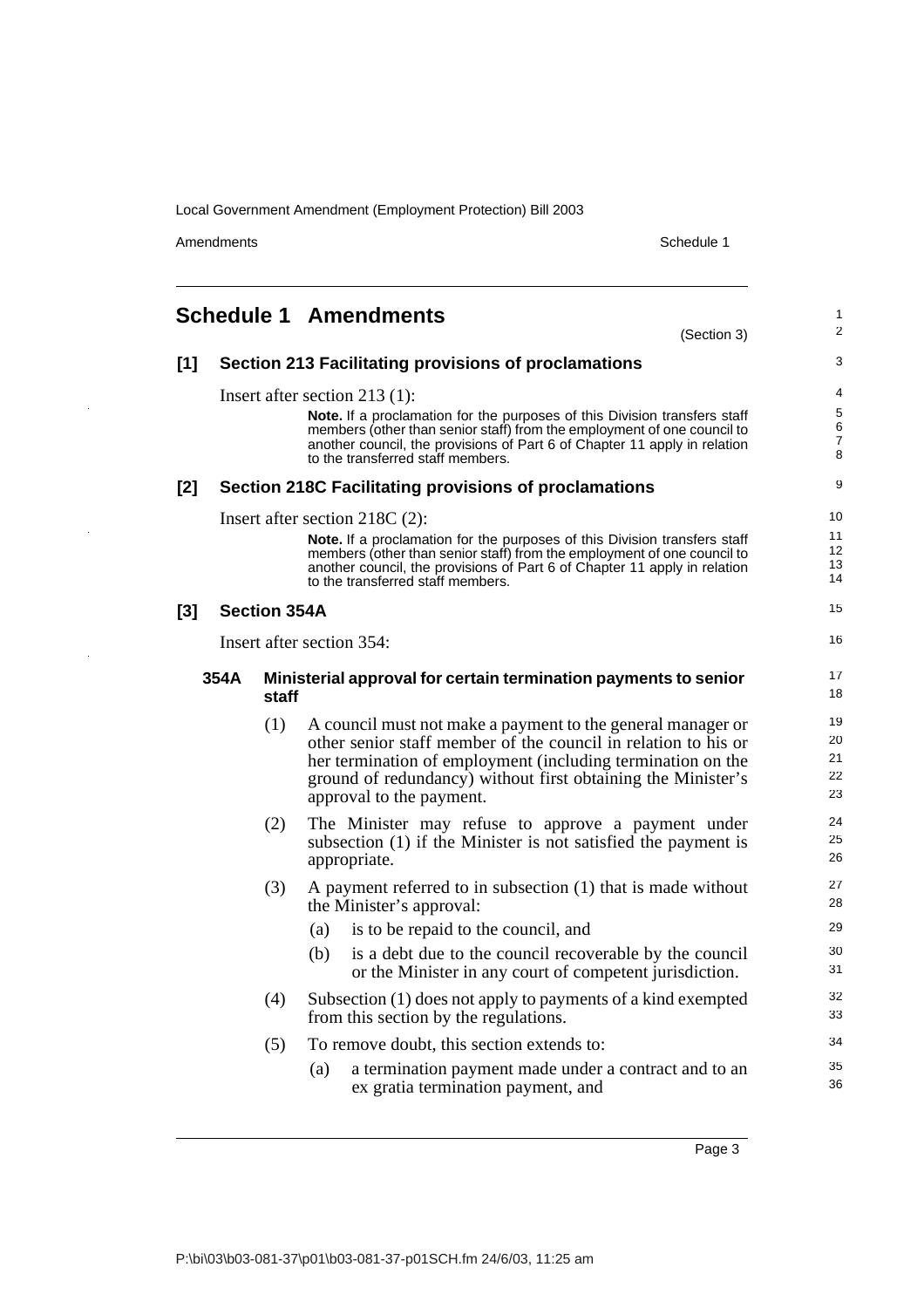## Schedule 1 Amendments

(Section 3)

### [1] Section 213 Facilitating provisions of proclamations

Insert after section 213 (1):

**Note.** If a proclamation for the purposes of this Division transfers staff members (other than senior staff) from the employment of one council to another council, the provisions of Part 6 of Chapter 11 apply in relation to the transferred staff members.

### [2] Section 218C Facilitating provisions of proclamations

Insert after section 218C (2):

**Note.** If a proclamation for the purposes of this Division transfers staff members (other than senior staff) from the employment of one council to another council, the provisions of Part 6 of Chapter 11 apply in relation to the transferred staff members.

### [3] Section 354A

Insert after section 354:

#### 354A Ministerial approval for certain termination payments to senior staff

(1) A council must not make a payment to the general manager or other senior staff member of the council in relation to his or her termination of employment (including termination on the ground of redundancy) without first obtaining the Minister's approval to the payment.

(2) The Minister may refuse to approve a payment under subsection (1) if the Minister is not satisfied the payment is appropriate.

(3) A payment referred to in subsection (1) that is made without the Minister's approval:

- (a) is to be repaid to the council, and
- (b) is a debt due to the council recoverable by the council or the Minister in any court of competent jurisdiction.

(4) Subsection (1) does not apply to payments of a kind exempted from this section by the regulations.

(5) To remove doubt, this section extends to:

- (a) a termination payment made under a contract and to an ex gratia termination payment, and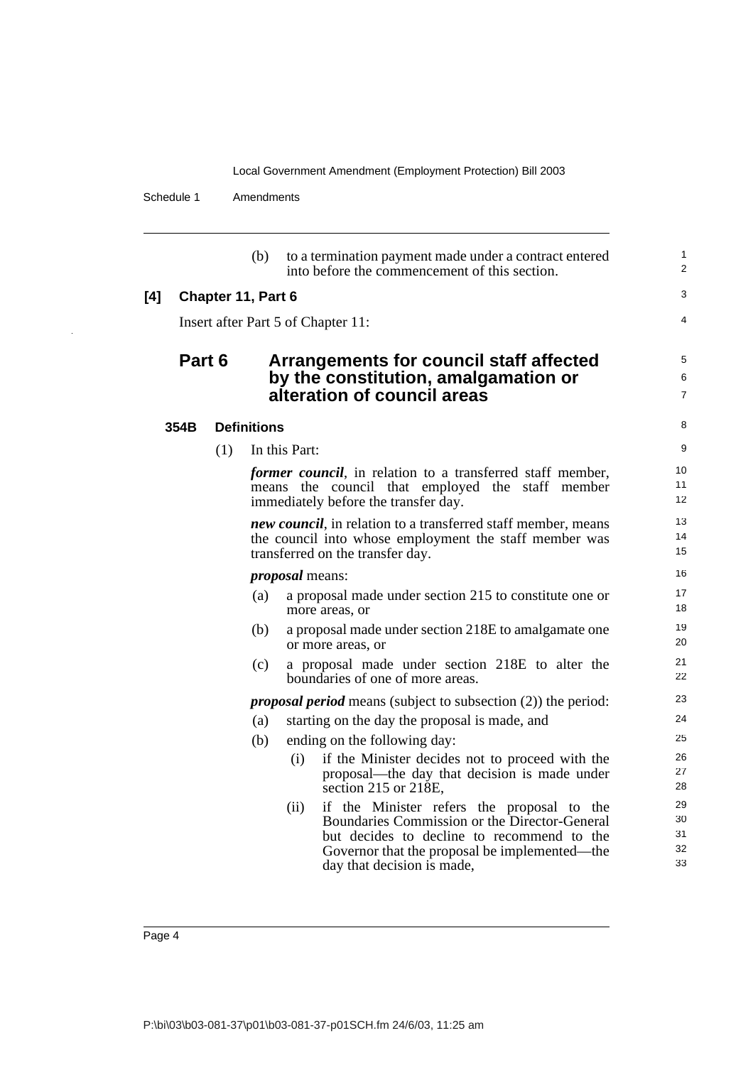(b) to a termination payment made under a contract entered into before the commencement of this section.

**[4] Chapter 11, Part 6**

Insert after Part 5 of Chapter 11:

## Part 6 Arrangements for council staff affected by the constitution, amalgamation or alteration of council areas

### 354B Definitions

(1) In this Part:

***former council***, in relation to a transferred staff member, means the council that employed the staff member immediately before the transfer day.

***new council***, in relation to a transferred staff member, means the council into whose employment the staff member was transferred on the transfer day.

***proposal*** means:

- (a) a proposal made under section 215 to constitute one or more areas, or
- (b) a proposal made under section 218E to amalgamate one or more areas, or
- (c) a proposal made under section 218E to alter the boundaries of one of more areas.

***proposal period*** means (subject to subsection (2)) the period:

- (a) starting on the day the proposal is made, and
- (b) ending on the following day:
  - (i) if the Minister decides not to proceed with the proposal—the day that decision is made under section 215 or 218E,
  - (ii) if the Minister refers the proposal to the Boundaries Commission or the Director-General but decides to decline to recommend to the Governor that the proposal be implemented—the day that decision is made,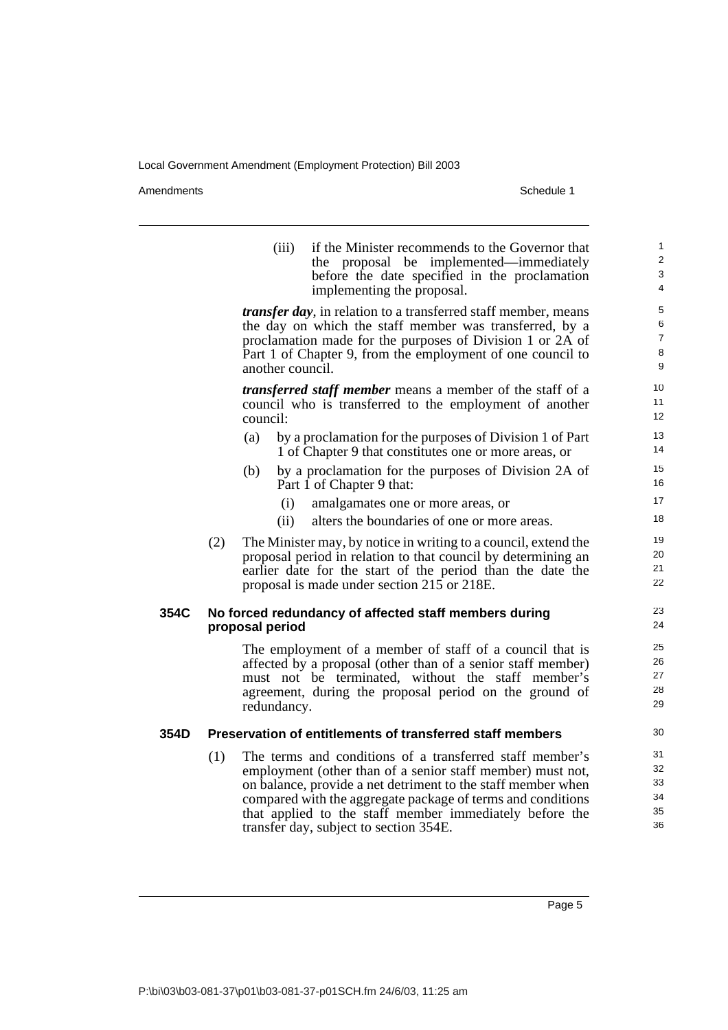(iii) if the Minister recommends to the Governor that the proposal be implemented—immediately before the date specified in the proclamation implementing the proposal.

***transfer day***, in relation to a transferred staff member, means the day on which the staff member was transferred, by a proclamation made for the purposes of Division 1 or 2A of Part 1 of Chapter 9, from the employment of one council to another council.

***transferred staff member*** means a member of the staff of a council who is transferred to the employment of another council:

(a) by a proclamation for the purposes of Division 1 of Part 1 of Chapter 9 that constitutes one or more areas, or

(b) by a proclamation for the purposes of Division 2A of Part 1 of Chapter 9 that:

(i) amalgamates one or more areas, or

(ii) alters the boundaries of one or more areas.

(2) The Minister may, by notice in writing to a council, extend the proposal period in relation to that council by determining an earlier date for the start of the period than the date the proposal is made under section 215 or 218E.

**354C No forced redundancy of affected staff members during proposal period**

The employment of a member of staff of a council that is affected by a proposal (other than of a senior staff member) must not be terminated, without the staff member's agreement, during the proposal period on the ground of redundancy.

**354D Preservation of entitlements of transferred staff members**

(1) The terms and conditions of a transferred staff member's employment (other than of a senior staff member) must not, on balance, provide a net detriment to the staff member when compared with the aggregate package of terms and conditions that applied to the staff member immediately before the transfer day, subject to section 354E.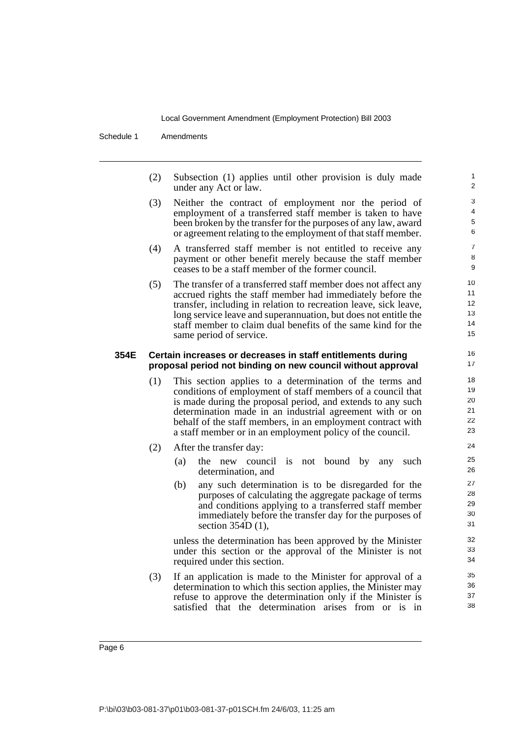(2) Subsection (1) applies until other provision is duly made under any Act or law.

(3) Neither the contract of employment nor the period of employment of a transferred staff member is taken to have been broken by the transfer for the purposes of any law, award or agreement relating to the employment of that staff member.

(4) A transferred staff member is not entitled to receive any payment or other benefit merely because the staff member ceases to be a staff member of the former council.

(5) The transfer of a transferred staff member does not affect any accrued rights the staff member had immediately before the transfer, including in relation to recreation leave, sick leave, long service leave and superannuation, but does not entitle the staff member to claim dual benefits of the same kind for the same period of service.

**354E Certain increases or decreases in staff entitlements during proposal period not binding on new council without approval**

(1) This section applies to a determination of the terms and conditions of employment of staff members of a council that is made during the proposal period, and extends to any such determination made in an industrial agreement with or on behalf of the staff members, in an employment contract with a staff member or in an employment policy of the council.

(2) After the transfer day:

(a) the new council is not bound by any such determination, and

(b) any such determination is to be disregarded for the purposes of calculating the aggregate package of terms and conditions applying to a transferred staff member immediately before the transfer day for the purposes of section 354D (1),

unless the determination has been approved by the Minister under this section or the approval of the Minister is not required under this section.

(3) If an application is made to the Minister for approval of a determination to which this section applies, the Minister may refuse to approve the determination only if the Minister is satisfied that the determination arises from or is in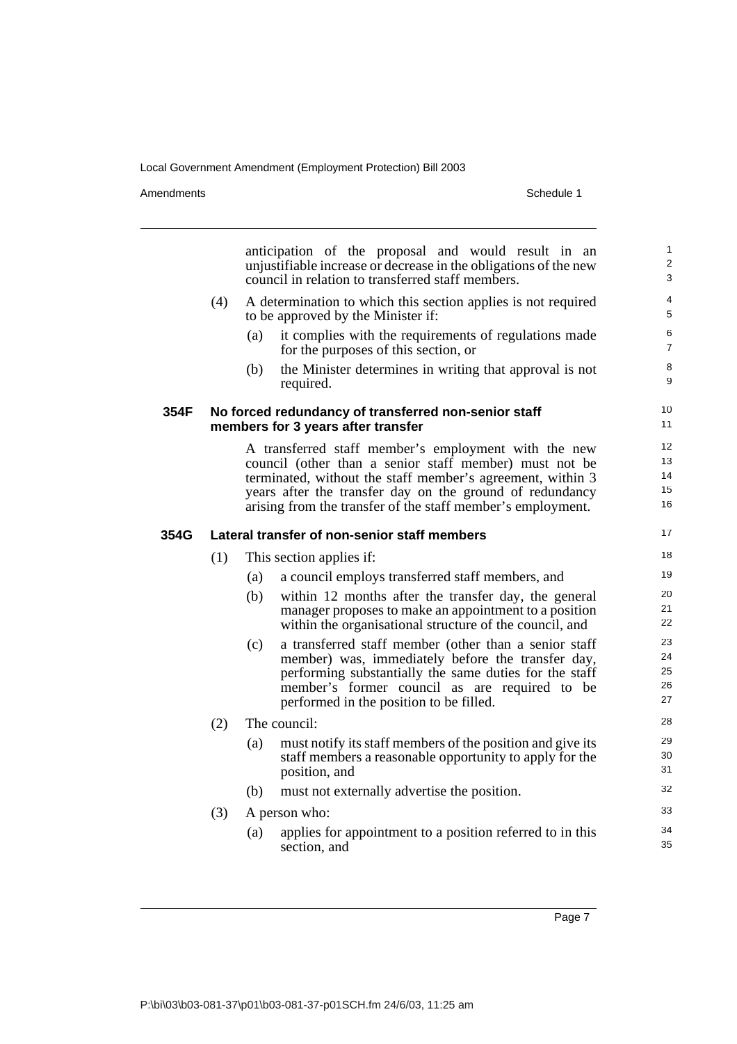anticipation of the proposal and would result in an unjustifiable increase or decrease in the obligations of the new council in relation to transferred staff members.

(4) A determination to which this section applies is not required to be approved by the Minister if:

(a) it complies with the requirements of regulations made for the purposes of this section, or

(b) the Minister determines in writing that approval is not required.

### 354F No forced redundancy of transferred non-senior staff members for 3 years after transfer

A transferred staff member's employment with the new council (other than a senior staff member) must not be terminated, without the staff member's agreement, within 3 years after the transfer day on the ground of redundancy arising from the transfer of the staff member's employment.

### 354G Lateral transfer of non-senior staff members

(1) This section applies if:

(a) a council employs transferred staff members, and

(b) within 12 months after the transfer day, the general manager proposes to make an appointment to a position within the organisational structure of the council, and

(c) a transferred staff member (other than a senior staff member) was, immediately before the transfer day, performing substantially the same duties for the staff member's former council as are required to be performed in the position to be filled.

(2) The council:

(a) must notify its staff members of the position and give its staff members a reasonable opportunity to apply for the position, and

(b) must not externally advertise the position.

(3) A person who:

(a) applies for appointment to a position referred to in this section, and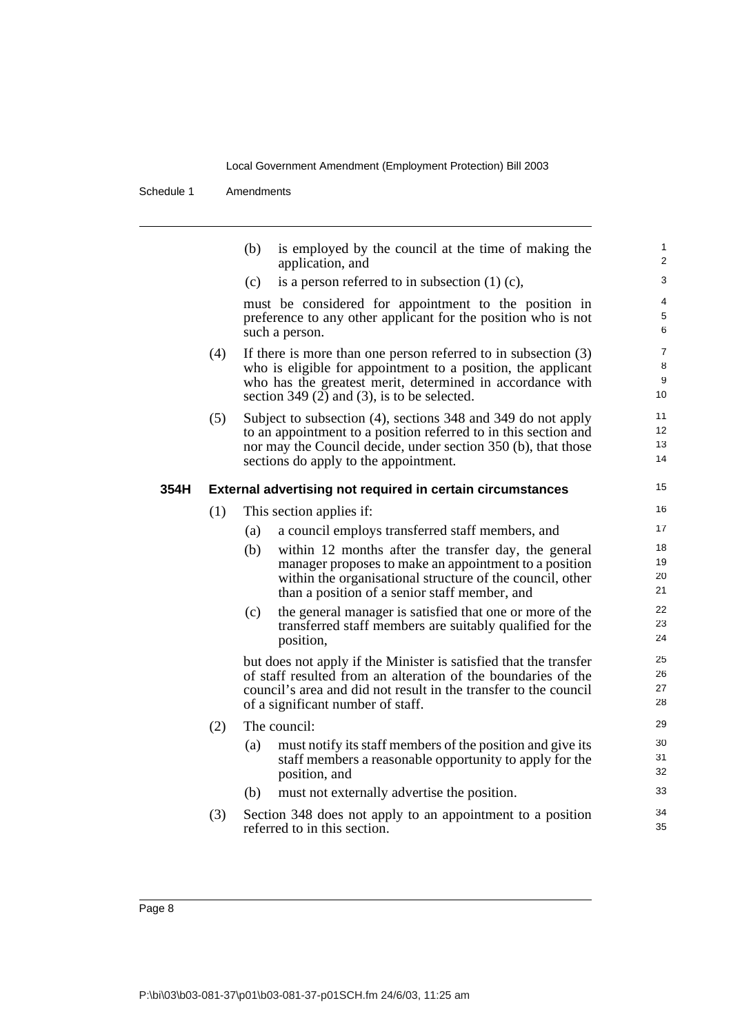(b) is employed by the council at the time of making the application, and

(c) is a person referred to in subsection (1) (c),

must be considered for appointment to the position in preference to any other applicant for the position who is not such a person.

(4) If there is more than one person referred to in subsection (3) who is eligible for appointment to a position, the applicant who has the greatest merit, determined in accordance with section 349 (2) and (3), is to be selected.

(5) Subject to subsection (4), sections 348 and 349 do not apply to an appointment to a position referred to in this section and nor may the Council decide, under section 350 (b), that those sections do apply to the appointment.

**354H External advertising not required in certain circumstances**

(1) This section applies if:

(a) a council employs transferred staff members, and

(b) within 12 months after the transfer day, the general manager proposes to make an appointment to a position within the organisational structure of the council, other than a position of a senior staff member, and

(c) the general manager is satisfied that one or more of the transferred staff members are suitably qualified for the position,

but does not apply if the Minister is satisfied that the transfer of staff resulted from an alteration of the boundaries of the council's area and did not result in the transfer to the council of a significant number of staff.

(2) The council:

(a) must notify its staff members of the position and give its staff members a reasonable opportunity to apply for the position, and

(b) must not externally advertise the position.

(3) Section 348 does not apply to an appointment to a position referred to in this section.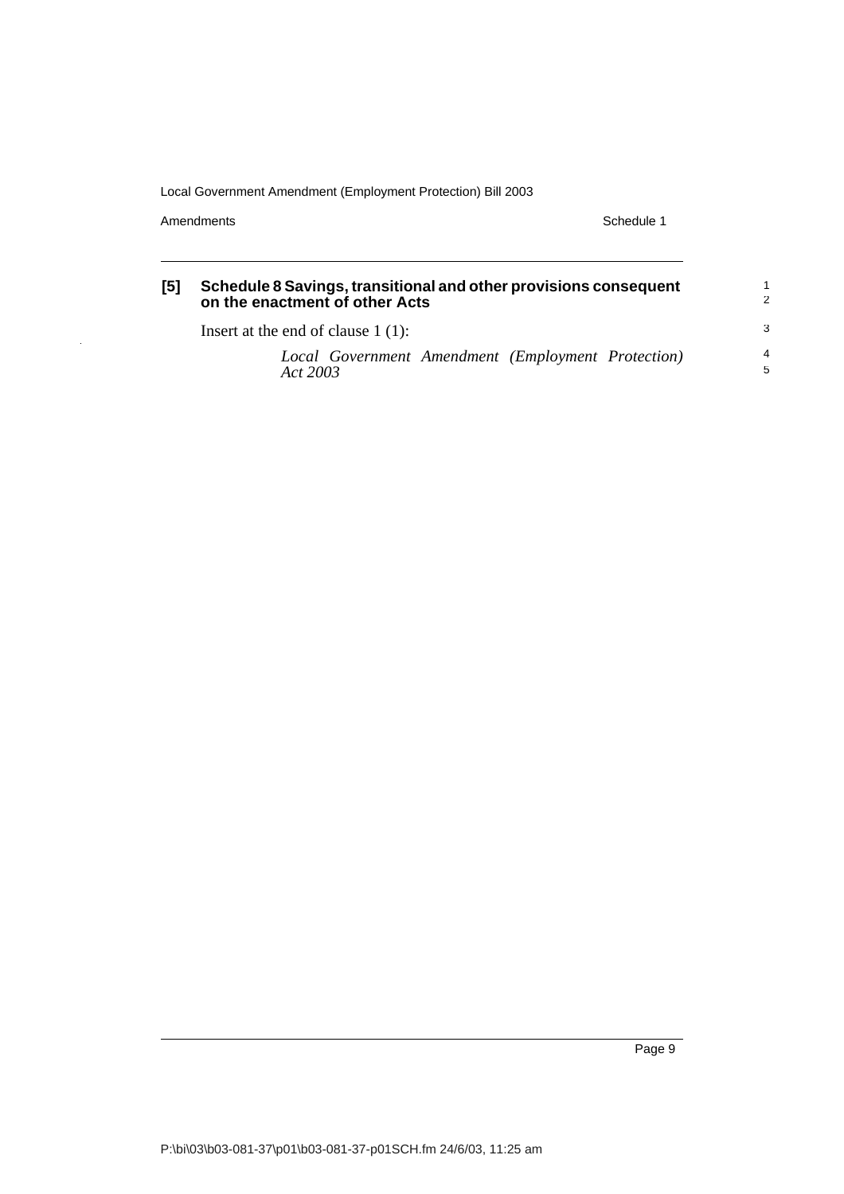**[5] Schedule 8 Savings, transitional and other provisions consequent on the enactment of other Acts**

Insert at the end of clause 1 (1):

*Local Government Amendment (Employment Protection) Act 2003*